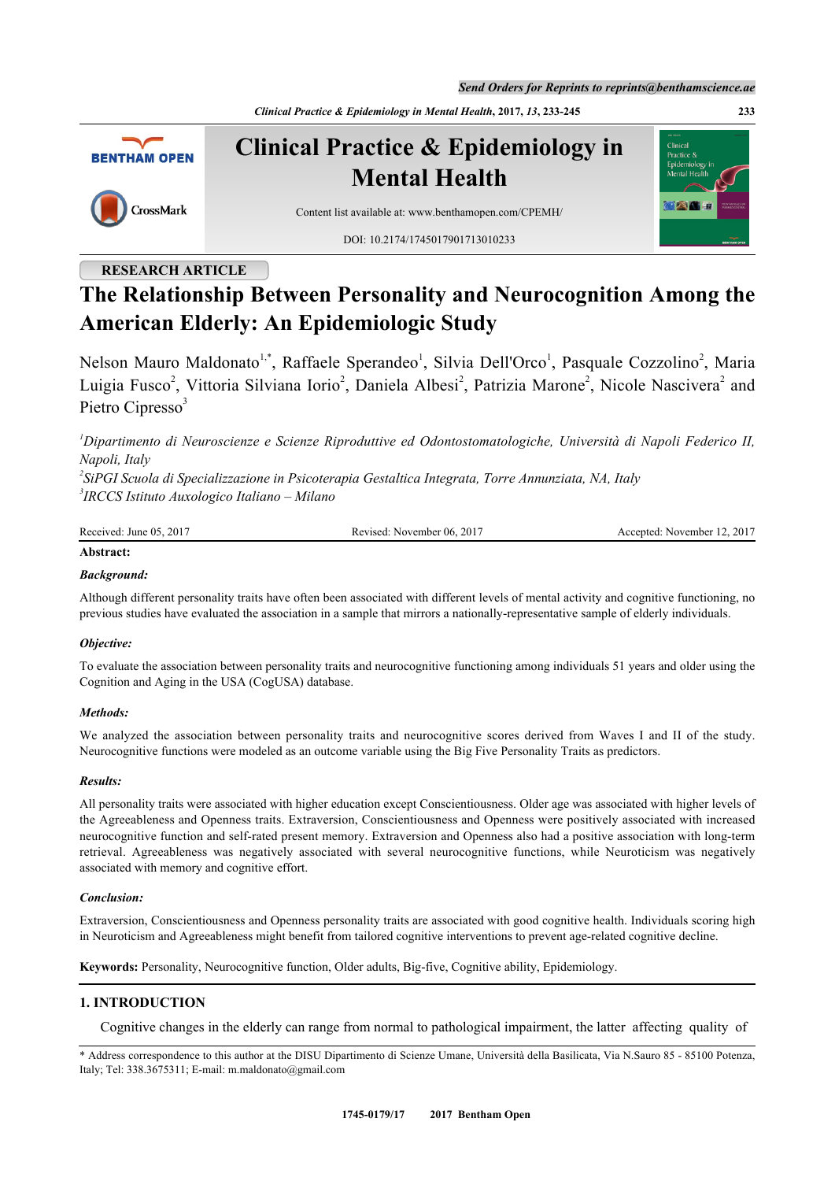RESEARCH ARTICLE

# The Relationship Between Personality and Neurocognition Among the American Elderly: An Epidemiologic Study

Nelson Mauro Maldonato[1,*], Raffaele Sperandeo[1], Silvia Dell'Orco[1], Pasquale Cozzolino[2], Maria Luigia Fusco[2], Vittoria Silviana Iorio[2], Daniela Albesi[2], Patrizia Marone[2], Nicole Nascivera[2] and Pietro Cipresso[3]

[1]*Dipartimento di Neuroscienze e Scienze Riproduttive ed Odontostomatologiche, Università di Napoli Federico II, Napoli, Italy*
[2]*SiPGI Scuola di Specializzazione in Psicoterapia Gestaltica Integrata, Torre Annunziata, NA, Italy*
[3]*IRCCS Istituto Auxologico Italiano – Milano*

Received: June 05, 2017 Revised: November 06, 2017 Accepted: November 12, 2017

**Abstract:**

***Background:***

Although different personality traits have often been associated with different levels of mental activity and cognitive functioning, no previous studies have evaluated the association in a sample that mirrors a nationally-representative sample of elderly individuals.

***Objective:***

To evaluate the association between personality traits and neurocognitive functioning among individuals 51 years and older using the Cognition and Aging in the USA (CogUSA) database.

***Methods:***

We analyzed the association between personality traits and neurocognitive scores derived from Waves I and II of the study. Neurocognitive functions were modeled as an outcome variable using the Big Five Personality Traits as predictors.

***Results:***

All personality traits were associated with higher education except Conscientiousness. Older age was associated with higher levels of the Agreeableness and Openness traits. Extraversion, Conscientiousness and Openness were positively associated with increased neurocognitive function and self-rated present memory. Extraversion and Openness also had a positive association with long-term retrieval. Agreeableness was negatively associated with several neurocognitive functions, while Neuroticism was negatively associated with memory and cognitive effort.

***Conclusion:***

Extraversion, Conscientiousness and Openness personality traits are associated with good cognitive health. Individuals scoring high in Neuroticism and Agreeableness might benefit from tailored cognitive interventions to prevent age-related cognitive decline.

**Keywords:** Personality, Neurocognitive function, Older adults, Big-five, Cognitive ability, Epidemiology.

## 1. INTRODUCTION

Cognitive changes in the elderly can range from normal to pathological impairment, the latter affecting quality of

* Address correspondence to this author at the DISU Dipartimento di Scienze Umane, Università della Basilicata, Via N.Sauro 85 - 85100 Potenza, Italy; Tel: 338.3675311; E-mail: m.maldonato@gmail.com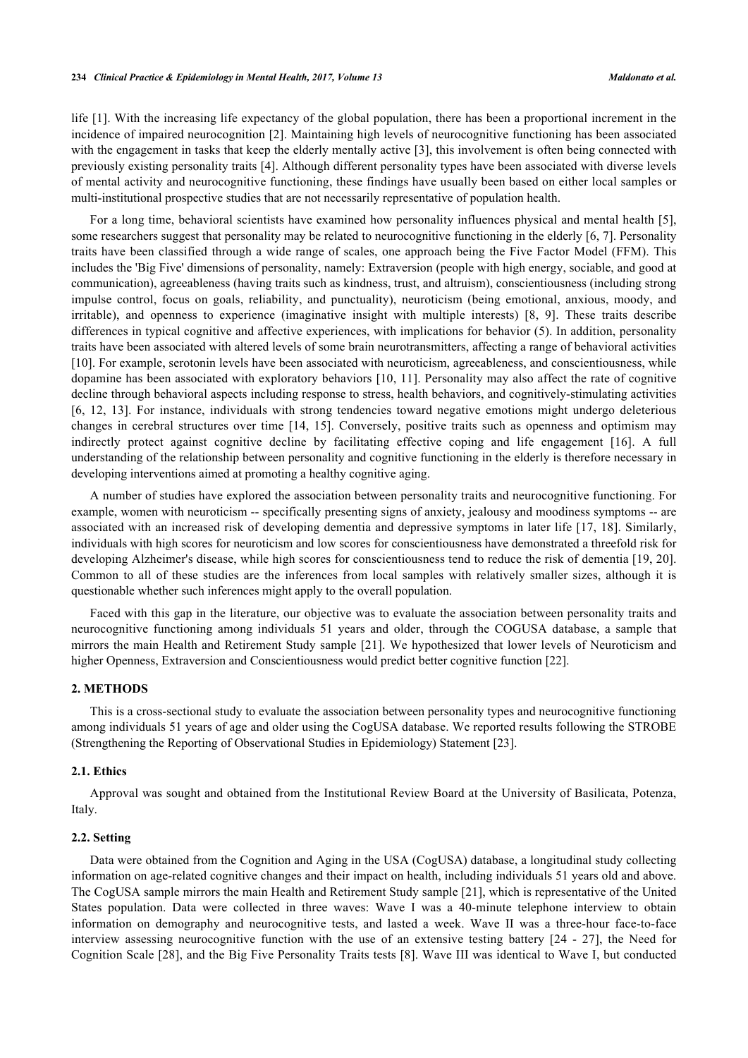life [1]. With the increasing life expectancy of the global population, there has been a proportional increment in the incidence of impaired neurocognition [2]. Maintaining high levels of neurocognitive functioning has been associated with the engagement in tasks that keep the elderly mentally active [3], this involvement is often being connected with previously existing personality traits [4]. Although different personality types have been associated with diverse levels of mental activity and neurocognitive functioning, these findings have usually been based on either local samples or multi-institutional prospective studies that are not necessarily representative of population health.

For a long time, behavioral scientists have examined how personality influences physical and mental health [5], some researchers suggest that personality may be related to neurocognitive functioning in the elderly [6, 7]. Personality traits have been classified through a wide range of scales, one approach being the Five Factor Model (FFM). This includes the 'Big Five' dimensions of personality, namely: Extraversion (people with high energy, sociable, and good at communication), agreeableness (having traits such as kindness, trust, and altruism), conscientiousness (including strong impulse control, focus on goals, reliability, and punctuality), neuroticism (being emotional, anxious, moody, and irritable), and openness to experience (imaginative insight with multiple interests) [8, 9]. These traits describe differences in typical cognitive and affective experiences, with implications for behavior (5). In addition, personality traits have been associated with altered levels of some brain neurotransmitters, affecting a range of behavioral activities [10]. For example, serotonin levels have been associated with neuroticism, agreeableness, and conscientiousness, while dopamine has been associated with exploratory behaviors [10, 11]. Personality may also affect the rate of cognitive decline through behavioral aspects including response to stress, health behaviors, and cognitively-stimulating activities [6, 12, 13]. For instance, individuals with strong tendencies toward negative emotions might undergo deleterious changes in cerebral structures over time [14, 15]. Conversely, positive traits such as openness and optimism may indirectly protect against cognitive decline by facilitating effective coping and life engagement [16]. A full understanding of the relationship between personality and cognitive functioning in the elderly is therefore necessary in developing interventions aimed at promoting a healthy cognitive aging.

A number of studies have explored the association between personality traits and neurocognitive functioning. For example, women with neuroticism -- specifically presenting signs of anxiety, jealousy and moodiness symptoms -- are associated with an increased risk of developing dementia and depressive symptoms in later life [17, 18]. Similarly, individuals with high scores for neuroticism and low scores for conscientiousness have demonstrated a threefold risk for developing Alzheimer's disease, while high scores for conscientiousness tend to reduce the risk of dementia [19, 20]. Common to all of these studies are the inferences from local samples with relatively smaller sizes, although it is questionable whether such inferences might apply to the overall population.

Faced with this gap in the literature, our objective was to evaluate the association between personality traits and neurocognitive functioning among individuals 51 years and older, through the COGUSA database, a sample that mirrors the main Health and Retirement Study sample [21]. We hypothesized that lower levels of Neuroticism and higher Openness, Extraversion and Conscientiousness would predict better cognitive function [22].

## 2. METHODS

This is a cross-sectional study to evaluate the association between personality types and neurocognitive functioning among individuals 51 years of age and older using the CogUSA database. We reported results following the STROBE (Strengthening the Reporting of Observational Studies in Epidemiology) Statement [23].

### 2.1. Ethics

Approval was sought and obtained from the Institutional Review Board at the University of Basilicata, Potenza, Italy.

### 2.2. Setting

Data were obtained from the Cognition and Aging in the USA (CogUSA) database, a longitudinal study collecting information on age-related cognitive changes and their impact on health, including individuals 51 years old and above. The CogUSA sample mirrors the main Health and Retirement Study sample [21], which is representative of the United States population. Data were collected in three waves: Wave I was a 40-minute telephone interview to obtain information on demography and neurocognitive tests, and lasted a week. Wave II was a three-hour face-to-face interview assessing neurocognitive function with the use of an extensive testing battery [24 - 27], the Need for Cognition Scale [28], and the Big Five Personality Traits tests [8]. Wave III was identical to Wave I, but conducted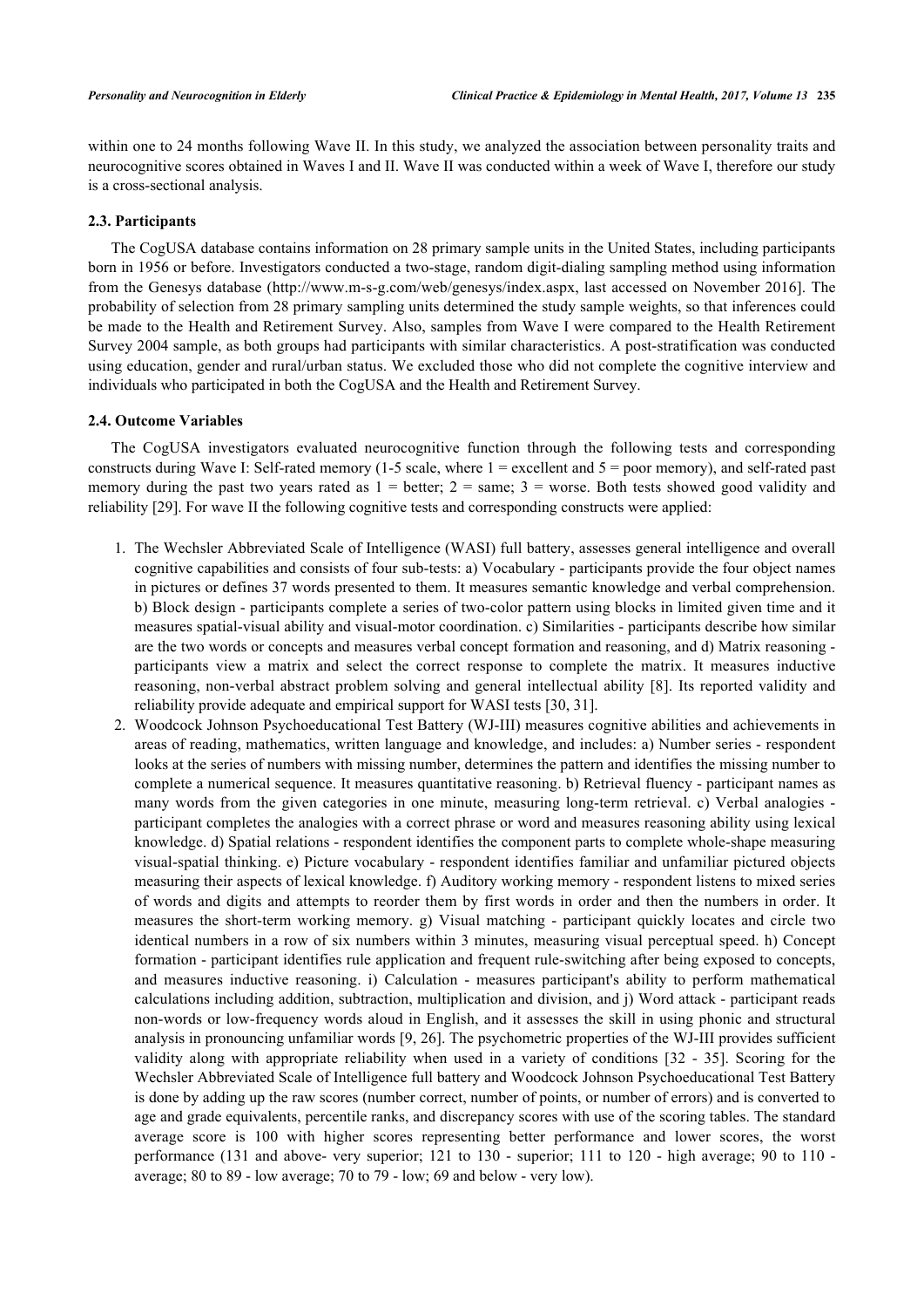within one to 24 months following Wave II. In this study, we analyzed the association between personality traits and neurocognitive scores obtained in Waves I and II. Wave II was conducted within a week of Wave I, therefore our study is a cross-sectional analysis.

### 2.3. Participants

The CogUSA database contains information on 28 primary sample units in the United States, including participants born in 1956 or before. Investigators conducted a two-stage, random digit-dialing sampling method using information from the Genesys database (http://www.m-s-g.com/web/genesys/index.aspx, last accessed on November 2016]. The probability of selection from 28 primary sampling units determined the study sample weights, so that inferences could be made to the Health and Retirement Survey. Also, samples from Wave I were compared to the Health Retirement Survey 2004 sample, as both groups had participants with similar characteristics. A post-stratification was conducted using education, gender and rural/urban status. We excluded those who did not complete the cognitive interview and individuals who participated in both the CogUSA and the Health and Retirement Survey.

### 2.4. Outcome Variables

The CogUSA investigators evaluated neurocognitive function through the following tests and corresponding constructs during Wave I: Self-rated memory (1-5 scale, where 1 = excellent and 5 = poor memory), and self-rated past memory during the past two years rated as 1 = better; 2 = same; 3 = worse. Both tests showed good validity and reliability [29]. For wave II the following cognitive tests and corresponding constructs were applied:

1. The Wechsler Abbreviated Scale of Intelligence (WASI) full battery, assesses general intelligence and overall cognitive capabilities and consists of four sub-tests: a) Vocabulary - participants provide the four object names in pictures or defines 37 words presented to them. It measures semantic knowledge and verbal comprehension. b) Block design - participants complete a series of two-color pattern using blocks in limited given time and it measures spatial-visual ability and visual-motor coordination. c) Similarities - participants describe how similar are the two words or concepts and measures verbal concept formation and reasoning, and d) Matrix reasoning - participants view a matrix and select the correct response to complete the matrix. It measures inductive reasoning, non-verbal abstract problem solving and general intellectual ability [8]. Its reported validity and reliability provide adequate and empirical support for WASI tests [30, 31].
2. Woodcock Johnson Psychoeducational Test Battery (WJ-III) measures cognitive abilities and achievements in areas of reading, mathematics, written language and knowledge, and includes: a) Number series - respondent looks at the series of numbers with missing number, determines the pattern and identifies the missing number to complete a numerical sequence. It measures quantitative reasoning. b) Retrieval fluency - participant names as many words from the given categories in one minute, measuring long-term retrieval. c) Verbal analogies - participant completes the analogies with a correct phrase or word and measures reasoning ability using lexical knowledge. d) Spatial relations - respondent identifies the component parts to complete whole-shape measuring visual-spatial thinking. e) Picture vocabulary - respondent identifies familiar and unfamiliar pictured objects measuring their aspects of lexical knowledge. f) Auditory working memory - respondent listens to mixed series of words and digits and attempts to reorder them by first words in order and then the numbers in order. It measures the short-term working memory. g) Visual matching - participant quickly locates and circle two identical numbers in a row of six numbers within 3 minutes, measuring visual perceptual speed. h) Concept formation - participant identifies rule application and frequent rule-switching after being exposed to concepts, and measures inductive reasoning. i) Calculation - measures participant's ability to perform mathematical calculations including addition, subtraction, multiplication and division, and j) Word attack - participant reads non-words or low-frequency words aloud in English, and it assesses the skill in using phonic and structural analysis in pronouncing unfamiliar words [9, 26]. The psychometric properties of the WJ-III provides sufficient validity along with appropriate reliability when used in a variety of conditions [32 - 35]. Scoring for the Wechsler Abbreviated Scale of Intelligence full battery and Woodcock Johnson Psychoeducational Test Battery is done by adding up the raw scores (number correct, number of points, or number of errors) and is converted to age and grade equivalents, percentile ranks, and discrepancy scores with use of the scoring tables. The standard average score is 100 with higher scores representing better performance and lower scores, the worst performance (131 and above- very superior; 121 to 130 - superior; 111 to 120 - high average; 90 to 110 - average; 80 to 89 - low average; 70 to 79 - low; 69 and below - very low).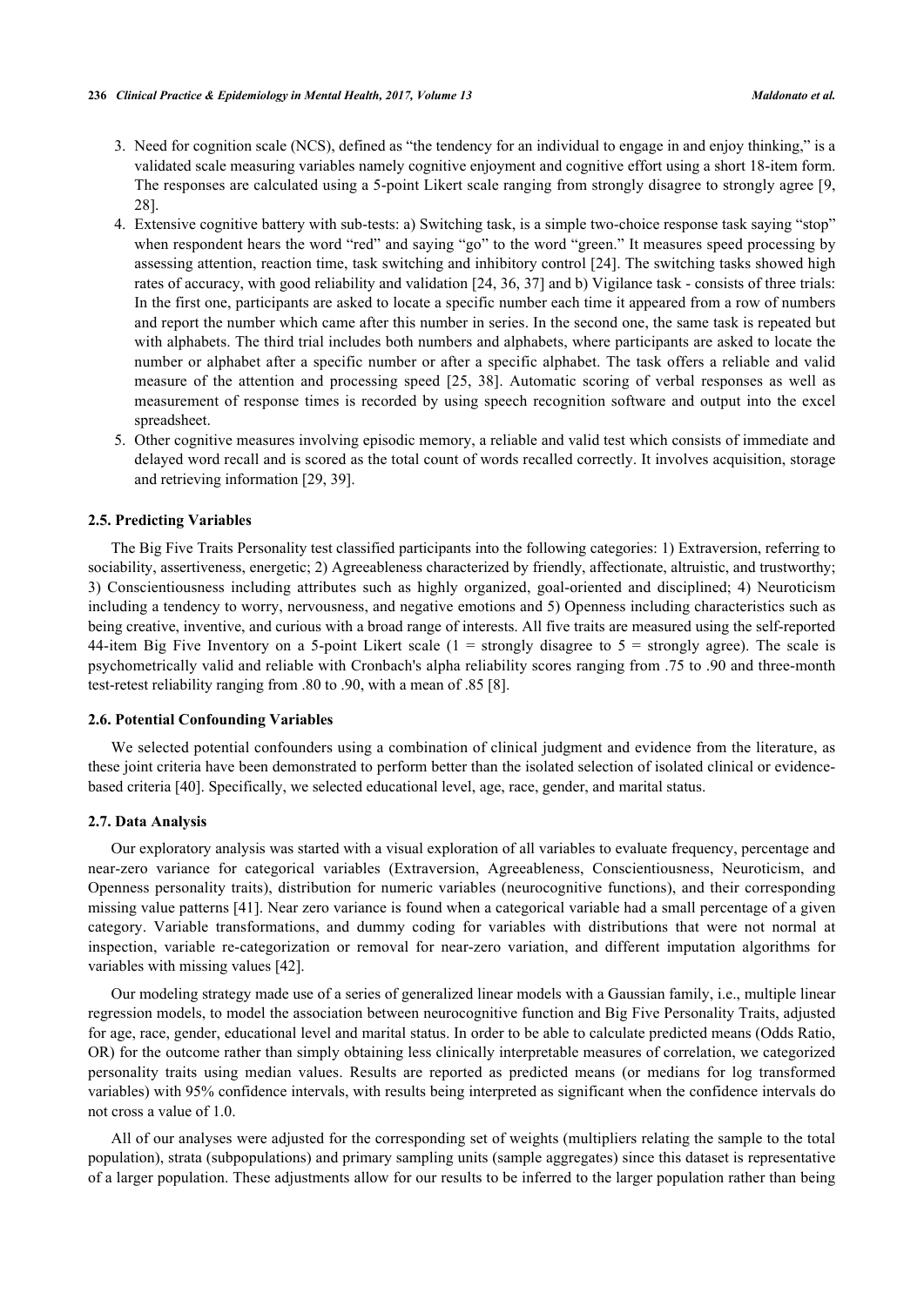3. Need for cognition scale (NCS), defined as "the tendency for an individual to engage in and enjoy thinking," is a validated scale measuring variables namely cognitive enjoyment and cognitive effort using a short 18-item form. The responses are calculated using a 5-point Likert scale ranging from strongly disagree to strongly agree [9, 28].
4. Extensive cognitive battery with sub-tests: a) Switching task, is a simple two-choice response task saying "stop" when respondent hears the word "red" and saying "go" to the word "green." It measures speed processing by assessing attention, reaction time, task switching and inhibitory control [24]. The switching tasks showed high rates of accuracy, with good reliability and validation [24, 36, 37] and b) Vigilance task - consists of three trials: In the first one, participants are asked to locate a specific number each time it appeared from a row of numbers and report the number which came after this number in series. In the second one, the same task is repeated but with alphabets. The third trial includes both numbers and alphabets, where participants are asked to locate the number or alphabet after a specific number or after a specific alphabet. The task offers a reliable and valid measure of the attention and processing speed [25, 38]. Automatic scoring of verbal responses as well as measurement of response times is recorded by using speech recognition software and output into the excel spreadsheet.
5. Other cognitive measures involving episodic memory, a reliable and valid test which consists of immediate and delayed word recall and is scored as the total count of words recalled correctly. It involves acquisition, storage and retrieving information [29, 39].

### 2.5. Predicting Variables

The Big Five Traits Personality test classified participants into the following categories: 1) Extraversion, referring to sociability, assertiveness, energetic; 2) Agreeableness characterized by friendly, affectionate, altruistic, and trustworthy; 3) Conscientiousness including attributes such as highly organized, goal-oriented and disciplined; 4) Neuroticism including a tendency to worry, nervousness, and negative emotions and 5) Openness including characteristics such as being creative, inventive, and curious with a broad range of interests. All five traits are measured using the self-reported 44-item Big Five Inventory on a 5-point Likert scale (1 = strongly disagree to 5 = strongly agree). The scale is psychometrically valid and reliable with Cronbach's alpha reliability scores ranging from .75 to .90 and three-month test-retest reliability ranging from .80 to .90, with a mean of .85 [8].

### 2.6. Potential Confounding Variables

We selected potential confounders using a combination of clinical judgment and evidence from the literature, as these joint criteria have been demonstrated to perform better than the isolated selection of isolated clinical or evidence-based criteria [40]. Specifically, we selected educational level, age, race, gender, and marital status.

### 2.7. Data Analysis

Our exploratory analysis was started with a visual exploration of all variables to evaluate frequency, percentage and near-zero variance for categorical variables (Extraversion, Agreeableness, Conscientiousness, Neuroticism, and Openness personality traits), distribution for numeric variables (neurocognitive functions), and their corresponding missing value patterns [41]. Near zero variance is found when a categorical variable had a small percentage of a given category. Variable transformations, and dummy coding for variables with distributions that were not normal at inspection, variable re-categorization or removal for near-zero variation, and different imputation algorithms for variables with missing values [42].

Our modeling strategy made use of a series of generalized linear models with a Gaussian family, i.e., multiple linear regression models, to model the association between neurocognitive function and Big Five Personality Traits, adjusted for age, race, gender, educational level and marital status. In order to be able to calculate predicted means (Odds Ratio, OR) for the outcome rather than simply obtaining less clinically interpretable measures of correlation, we categorized personality traits using median values. Results are reported as predicted means (or medians for log transformed variables) with 95% confidence intervals, with results being interpreted as significant when the confidence intervals do not cross a value of 1.0.

All of our analyses were adjusted for the corresponding set of weights (multipliers relating the sample to the total population), strata (subpopulations) and primary sampling units (sample aggregates) since this dataset is representative of a larger population. These adjustments allow for our results to be inferred to the larger population rather than being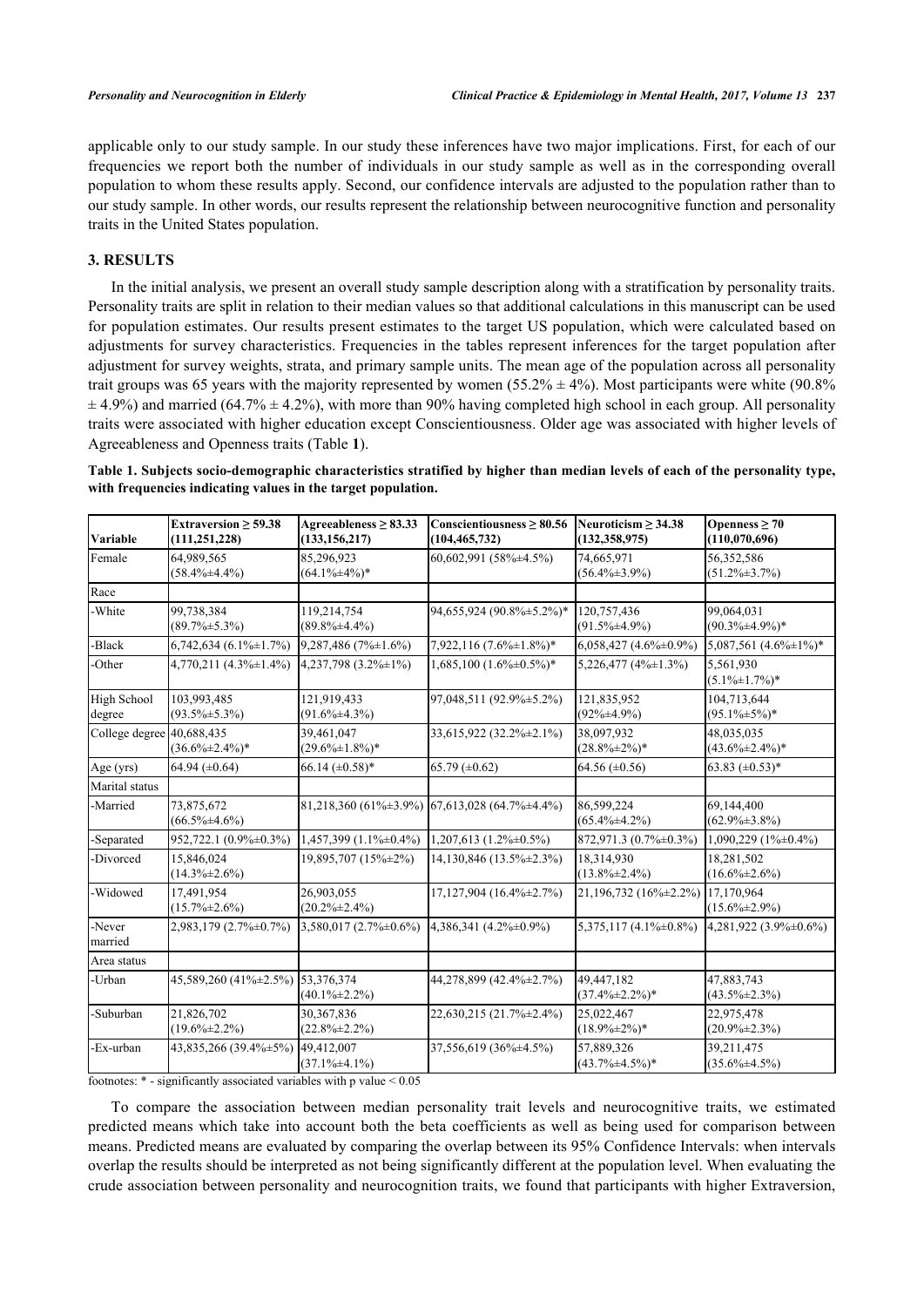applicable only to our study sample. In our study these inferences have two major implications. First, for each of our frequencies we report both the number of individuals in our study sample as well as in the corresponding overall population to whom these results apply. Second, our confidence intervals are adjusted to the population rather than to our study sample. In other words, our results represent the relationship between neurocognitive function and personality traits in the United States population.

## 3. RESULTS

In the initial analysis, we present an overall study sample description along with a stratification by personality traits. Personality traits are split in relation to their median values so that additional calculations in this manuscript can be used for population estimates. Our results present estimates to the target US population, which were calculated based on adjustments for survey characteristics. Frequencies in the tables represent inferences for the target population after adjustment for survey weights, strata, and primary sample units. The mean age of the population across all personality trait groups was 65 years with the majority represented by women (55.2% ± 4%). Most participants were white (90.8% ± 4.9%) and married (64.7% ± 4.2%), with more than 90% having completed high school in each group. All personality traits were associated with higher education except Conscientiousness. Older age was associated with higher levels of Agreeableness and Openness traits (Table **1**).

**Table 1. Subjects socio-demographic characteristics stratified by higher than median levels of each of the personality type, with frequencies indicating values in the target population.**

| Variable | Extraversion ≥ 59.38 (111,251,228) | Agreeableness ≥ 83.33 (133,156,217) | Conscientiousness ≥ 80.56 (104,465,732) | Neuroticism ≥ 34.38 (132,358,975) | Openness ≥ 70 (110,070,696) |
|---|---|---|---|---|---|
| Female | 64,989,565 (58.4%±4.4%) | 85,296,923 (64.1%±4%)* | 60,602,991 (58%±4.5%) | 74,665,971 (56.4%±3.9%) | 56,352,586 (51.2%±3.7%) |
| Race | | | | | |
| -White | 99,738,384 (89.7%±5.3%) | 119,214,754 (89.8%±4.4%) | 94,655,924 (90.8%±5.2%)* | 120,757,436 (91.5%±4.9%) | 99,064,031 (90.3%±4.9%)* |
| -Black | 6,742,634 (6.1%±1.7%) | 9,287,486 (7%±1.6%) | 7,922,116 (7.6%±1.8%)* | 6,058,427 (4.6%±0.9%) | 5,087,561 (4.6%±1%)* |
| -Other | 4,770,211 (4.3%±1.4%) | 4,237,798 (3.2%±1%) | 1,685,100 (1.6%±0.5%)* | 5,226,477 (4%±1.3%) | 5,561,930 (5.1%±1.7%)* |
| High School degree | 103,993,485 (93.5%±5.3%) | 121,919,433 (91.6%±4.3%) | 97,048,511 (92.9%±5.2%) | 121,835,952 (92%±4.9%) | 104,713,644 (95.1%±5%)* |
| College degree | 40,688,435 (36.6%±2.4%)* | 39,461,047 (29.6%±1.8%)* | 33,615,922 (32.2%±2.1%) | 38,097,932 (28.8%±2%)* | 48,035,035 (43.6%±2.4%)* |
| Age (yrs) | 64.94 (±0.64) | 66.14 (±0.58)* | 65.79 (±0.62) | 64.56 (±0.56) | 63.83 (±0.53)* |
| Marital status | | | | | |
| -Married | 73,875,672 (66.5%±4.6%) | 81,218,360 (61%±3.9%) | 67,613,028 (64.7%±4.4%) | 86,599,224 (65.4%±4.2%) | 69,144,400 (62.9%±3.8%) |
| -Separated | 952,722.1 (0.9%±0.3%) | 1,457,399 (1.1%±0.4%) | 1,207,613 (1.2%±0.5%) | 872,971.3 (0.7%±0.3%) | 1,090,229 (1%±0.4%) |
| -Divorced | 15,846,024 (14.3%±2.6%) | 19,895,707 (15%±2%) | 14,130,846 (13.5%±2.3%) | 18,314,930 (13.8%±2.4%) | 18,281,502 (16.6%±2.6%) |
| -Widowed | 17,491,954 (15.7%±2.6%) | 26,903,055 (20.2%±2.4%) | 17,127,904 (16.4%±2.7%) | 21,196,732 (16%±2.2%) | 17,170,964 (15.6%±2.9%) |
| -Never married | 2,983,179 (2.7%±0.7%) | 3,580,017 (2.7%±0.6%) | 4,386,341 (4.2%±0.9%) | 5,375,117 (4.1%±0.8%) | 4,281,922 (3.9%±0.6%) |
| Area status | | | | | |
| -Urban | 45,589,260 (41%±2.5%) | 53,376,374 (40.1%±2.2%) | 44,278,899 (42.4%±2.7%) | 49,447,182 (37.4%±2.2%)* | 47,883,743 (43.5%±2.3%) |
| -Suburban | 21,826,702 (19.6%±2.2%) | 30,367,836 (22.8%±2.2%) | 22,630,215 (21.7%±2.4%) | 25,022,467 (18.9%±2%)* | 22,975,478 (20.9%±2.3%) |
| -Ex-urban | 43,835,266 (39.4%±5%) | 49,412,007 (37.1%±4.1%) | 37,556,619 (36%±4.5%) | 57,889,326 (43.7%±4.5%)* | 39,211,475 (35.6%±4.5%) |

footnotes: * - significantly associated variables with p value < 0.05

To compare the association between median personality trait levels and neurocognitive traits, we estimated predicted means which take into account both the beta coefficients as well as being used for comparison between means. Predicted means are evaluated by comparing the overlap between its 95% Confidence Intervals: when intervals overlap the results should be interpreted as not being significantly different at the population level. When evaluating the crude association between personality and neurocognition traits, we found that participants with higher Extraversion,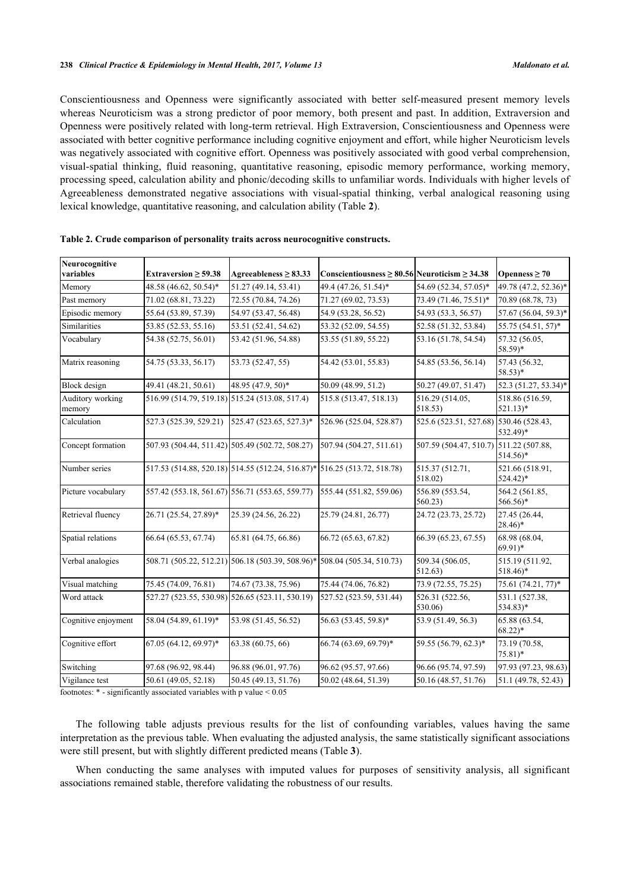Conscientiousness and Openness were significantly associated with better self-measured present memory levels whereas Neuroticism was a strong predictor of poor memory, both present and past. In addition, Extraversion and Openness were positively related with long-term retrieval. High Extraversion, Conscientiousness and Openness were associated with better cognitive performance including cognitive enjoyment and effort, while higher Neuroticism levels was negatively associated with cognitive effort. Openness was positively associated with good verbal comprehension, visual-spatial thinking, fluid reasoning, quantitative reasoning, episodic memory performance, working memory, processing speed, calculation ability and phonic/decoding skills to unfamiliar words. Individuals with higher levels of Agreeableness demonstrated negative associations with visual-spatial thinking, verbal analogical reasoning using lexical knowledge, quantitative reasoning, and calculation ability (Table **2**).

**Table 2. Crude comparison of personality traits across neurocognitive constructs.**

| Neurocognitive variables | Extraversion ≥ 59.38 | Agreeableness ≥ 83.33 | Conscientiousness ≥ 80.56 | Neuroticism ≥ 34.38 | Openness ≥ 70 |
|---|---|---|---|---|---|
| Memory | 48.58 (46.62, 50.54)* | 51.27 (49.14, 53.41) | 49.4 (47.26, 51.54)* | 54.69 (52.34, 57.05)* | 49.78 (47.2, 52.36)* |
| Past memory | 71.02 (68.81, 73.22) | 72.55 (70.84, 74.26) | 71.27 (69.02, 73.53) | 73.49 (71.46, 75.51)* | 70.89 (68.78, 73) |
| Episodic memory | 55.64 (53.89, 57.39) | 54.97 (53.47, 56.48) | 54.9 (53.28, 56.52) | 54.93 (53.3, 56.57) | 57.67 (56.04, 59.3)* |
| Similarities | 53.85 (52.53, 55.16) | 53.51 (52.41, 54.62) | 53.32 (52.09, 54.55) | 52.58 (51.32, 53.84) | 55.75 (54.51, 57)* |
| Vocabulary | 54.38 (52.75, 56.01) | 53.42 (51.96, 54.88) | 53.55 (51.89, 55.22) | 53.16 (51.78, 54.54) | 57.32 (56.05, 58.59)* |
| Matrix reasoning | 54.75 (53.33, 56.17) | 53.73 (52.47, 55) | 54.42 (53.01, 55.83) | 54.85 (53.56, 56.14) | 57.43 (56.32, 58.53)* |
| Block design | 49.41 (48.21, 50.61) | 48.95 (47.9, 50)* | 50.09 (48.99, 51.2) | 50.27 (49.07, 51.47) | 52.3 (51.27, 53.34)* |
| Auditory working memory | 516.99 (514.79, 519.18) | 515.24 (513.08, 517.4) | 515.8 (513.47, 518.13) | 516.29 (514.05, 518.53) | 518.86 (516.59, 521.13)* |
| Calculation | 527.3 (525.39, 529.21) | 525.47 (523.65, 527.3)* | 526.96 (525.04, 528.87) | 525.6 (523.51, 527.68) | 530.46 (528.43, 532.49)* |
| Concept formation | 507.93 (504.44, 511.42) | 505.49 (502.72, 508.27) | 507.94 (504.27, 511.61) | 507.59 (504.47, 510.7) | 511.22 (507.88, 514.56)* |
| Number series | 517.53 (514.88, 520.18) | 514.55 (512.24, 516.87)* | 516.25 (513.72, 518.78) | 515.37 (512.71, 518.02) | 521.66 (518.91, 524.42)* |
| Picture vocabulary | 557.42 (553.18, 561.67) | 556.71 (553.65, 559.77) | 555.44 (551.82, 559.06) | 556.89 (553.54, 560.23) | 564.2 (561.85, 566.56)* |
| Retrieval fluency | 26.71 (25.54, 27.89)* | 25.39 (24.56, 26.22) | 25.79 (24.81, 26.77) | 24.72 (23.73, 25.72) | 27.45 (26.44, 28.46)* |
| Spatial relations | 66.64 (65.53, 67.74) | 65.81 (64.75, 66.86) | 66.72 (65.63, 67.82) | 66.39 (65.23, 67.55) | 68.98 (68.04, 69.91)* |
| Verbal analogies | 508.71 (505.22, 512.21) | 506.18 (503.39, 508.96)* | 508.04 (505.34, 510.73) | 509.34 (506.05, 512.63) | 515.19 (511.92, 518.46)* |
| Visual matching | 75.45 (74.09, 76.81) | 74.67 (73.38, 75.96) | 75.44 (74.06, 76.82) | 73.9 (72.55, 75.25) | 75.61 (74.21, 77)* |
| Word attack | 527.27 (523.55, 530.98) | 526.65 (523.11, 530.19) | 527.52 (523.59, 531.44) | 526.31 (522.56, 530.06) | 531.1 (527.38, 534.83)* |
| Cognitive enjoyment | 58.04 (54.89, 61.19)* | 53.98 (51.45, 56.52) | 56.63 (53.45, 59.8)* | 53.9 (51.49, 56.3) | 65.88 (63.54, 68.22)* |
| Cognitive effort | 67.05 (64.12, 69.97)* | 63.38 (60.75, 66) | 66.74 (63.69, 69.79)* | 59.55 (56.79, 62.3)* | 73.19 (70.58, 75.81)* |
| Switching | 97.68 (96.92, 98.44) | 96.88 (96.01, 97.76) | 96.62 (95.57, 97.66) | 96.66 (95.74, 97.59) | 97.93 (97.23, 98.63) |
| Vigilance test | 50.61 (49.05, 52.18) | 50.45 (49.13, 51.76) | 50.02 (48.64, 51.39) | 50.16 (48.57, 51.76) | 51.1 (49.78, 52.43) |

footnotes: * - significantly associated variables with p value < 0.05

The following table adjusts previous results for the list of confounding variables, values having the same interpretation as the previous table. When evaluating the adjusted analysis, the same statistically significant associations were still present, but with slightly different predicted means (Table **3**).

When conducting the same analyses with imputed values for purposes of sensitivity analysis, all significant associations remained stable, therefore validating the robustness of our results.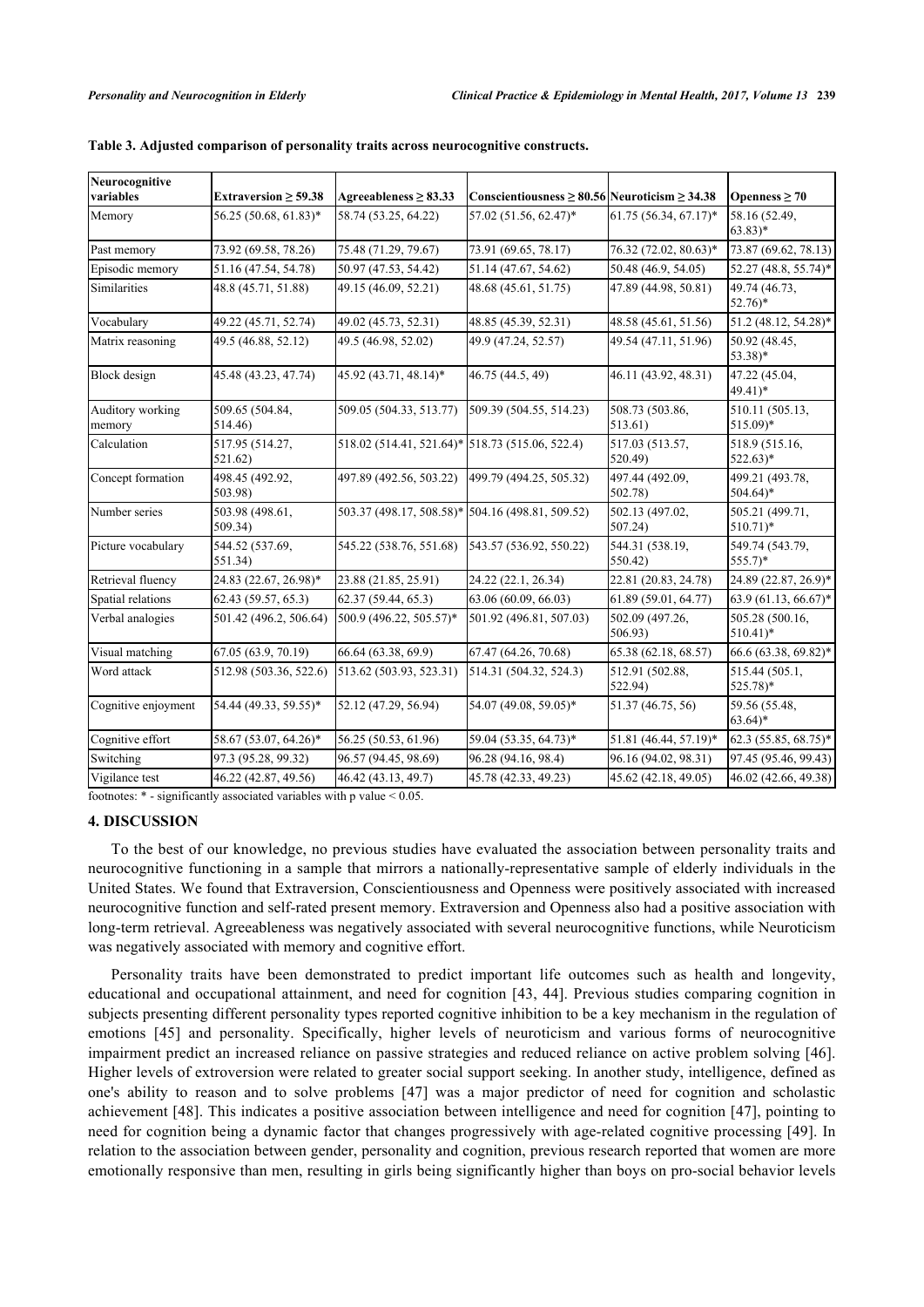**Table 3. Adjusted comparison of personality traits across neurocognitive constructs.**

| Neurocognitive variables | Extraversion ≥ 59.38 | Agreeableness ≥ 83.33 | Conscientiousness ≥ 80.56 | Neuroticism ≥ 34.38 | Openness ≥ 70 |
|---|---|---|---|---|---|
| Memory | 56.25 (50.68, 61.83)* | 58.74 (53.25, 64.22) | 57.02 (51.56, 62.47)* | 61.75 (56.34, 67.17)* | 58.16 (52.49, 63.83)* |
| Past memory | 73.92 (69.58, 78.26) | 75.48 (71.29, 79.67) | 73.91 (69.65, 78.17) | 76.32 (72.02, 80.63)* | 73.87 (69.62, 78.13) |
| Episodic memory | 51.16 (47.54, 54.78) | 50.97 (47.53, 54.42) | 51.14 (47.67, 54.62) | 50.48 (46.9, 54.05) | 52.27 (48.8, 55.74)* |
| Similarities | 48.8 (45.71, 51.88) | 49.15 (46.09, 52.21) | 48.68 (45.61, 51.75) | 47.89 (44.98, 50.81) | 49.74 (46.73, 52.76)* |
| Vocabulary | 49.22 (45.71, 52.74) | 49.02 (45.73, 52.31) | 48.85 (45.39, 52.31) | 48.58 (45.61, 51.56) | 51.2 (48.12, 54.28)* |
| Matrix reasoning | 49.5 (46.88, 52.12) | 49.5 (46.98, 52.02) | 49.9 (47.24, 52.57) | 49.54 (47.11, 51.96) | 50.92 (48.45, 53.38)* |
| Block design | 45.48 (43.23, 47.74) | 45.92 (43.71, 48.14)* | 46.75 (44.5, 49) | 46.11 (43.92, 48.31) | 47.22 (45.04, 49.41)* |
| Auditory working memory | 509.65 (504.84, 514.46) | 509.05 (504.33, 513.77) | 509.39 (504.55, 514.23) | 508.73 (503.86, 513.61) | 510.11 (505.13, 515.09)* |
| Calculation | 517.95 (514.27, 521.62) | 518.02 (514.41, 521.64)* | 518.73 (515.06, 522.4) | 517.03 (513.57, 520.49) | 518.9 (515.16, 522.63)* |
| Concept formation | 498.45 (492.92, 503.98) | 497.89 (492.56, 503.22) | 499.79 (494.25, 505.32) | 497.44 (492.09, 502.78) | 499.21 (493.78, 504.64)* |
| Number series | 503.98 (498.61, 509.34) | 503.37 (498.17, 508.58)* | 504.16 (498.81, 509.52) | 502.13 (497.02, 507.24) | 505.21 (499.71, 510.71)* |
| Picture vocabulary | 544.52 (537.69, 551.34) | 545.22 (538.76, 551.68) | 543.57 (536.92, 550.22) | 544.31 (538.19, 550.42) | 549.74 (543.79, 555.7)* |
| Retrieval fluency | 24.83 (22.67, 26.98)* | 23.88 (21.85, 25.91) | 24.22 (22.1, 26.34) | 22.81 (20.83, 24.78) | 24.89 (22.87, 26.9)* |
| Spatial relations | 62.43 (59.57, 65.3) | 62.37 (59.44, 65.3) | 63.06 (60.09, 66.03) | 61.89 (59.01, 64.77) | 63.9 (61.13, 66.67)* |
| Verbal analogies | 501.42 (496.2, 506.64) | 500.9 (496.22, 505.57)* | 501.92 (496.81, 507.03) | 502.09 (497.26, 506.93) | 505.28 (500.16, 510.41)* |
| Visual matching | 67.05 (63.9, 70.19) | 66.64 (63.38, 69.9) | 67.47 (64.26, 70.68) | 65.38 (62.18, 68.57) | 66.6 (63.38, 69.82)* |
| Word attack | 512.98 (503.36, 522.6) | 513.62 (503.93, 523.31) | 514.31 (504.32, 524.3) | 512.91 (502.88, 522.94) | 515.44 (505.1, 525.78)* |
| Cognitive enjoyment | 54.44 (49.33, 59.55)* | 52.12 (47.29, 56.94) | 54.07 (49.08, 59.05)* | 51.37 (46.75, 56) | 59.56 (55.48, 63.64)* |
| Cognitive effort | 58.67 (53.07, 64.26)* | 56.25 (50.53, 61.96) | 59.04 (53.35, 64.73)* | 51.81 (46.44, 57.19)* | 62.3 (55.85, 68.75)* |
| Switching | 97.3 (95.28, 99.32) | 96.57 (94.45, 98.69) | 96.28 (94.16, 98.4) | 96.16 (94.02, 98.31) | 97.45 (95.46, 99.43) |
| Vigilance test | 46.22 (42.87, 49.56) | 46.42 (43.13, 49.7) | 45.78 (42.33, 49.23) | 45.62 (42.18, 49.05) | 46.02 (42.66, 49.38) |

footnotes: * - significantly associated variables with p value < 0.05.

## 4. DISCUSSION

To the best of our knowledge, no previous studies have evaluated the association between personality traits and neurocognitive functioning in a sample that mirrors a nationally-representative sample of elderly individuals in the United States. We found that Extraversion, Conscientiousness and Openness were positively associated with increased neurocognitive function and self-rated present memory. Extraversion and Openness also had a positive association with long-term retrieval. Agreeableness was negatively associated with several neurocognitive functions, while Neuroticism was negatively associated with memory and cognitive effort.

Personality traits have been demonstrated to predict important life outcomes such as health and longevity, educational and occupational attainment, and need for cognition [43, 44]. Previous studies comparing cognition in subjects presenting different personality types reported cognitive inhibition to be a key mechanism in the regulation of emotions [45] and personality. Specifically, higher levels of neuroticism and various forms of neurocognitive impairment predict an increased reliance on passive strategies and reduced reliance on active problem solving [46]. Higher levels of extroversion were related to greater social support seeking. In another study, intelligence, defined as one's ability to reason and to solve problems [47] was a major predictor of need for cognition and scholastic achievement [48]. This indicates a positive association between intelligence and need for cognition [47], pointing to need for cognition being a dynamic factor that changes progressively with age-related cognitive processing [49]. In relation to the association between gender, personality and cognition, previous research reported that women are more emotionally responsive than men, resulting in girls being significantly higher than boys on pro-social behavior levels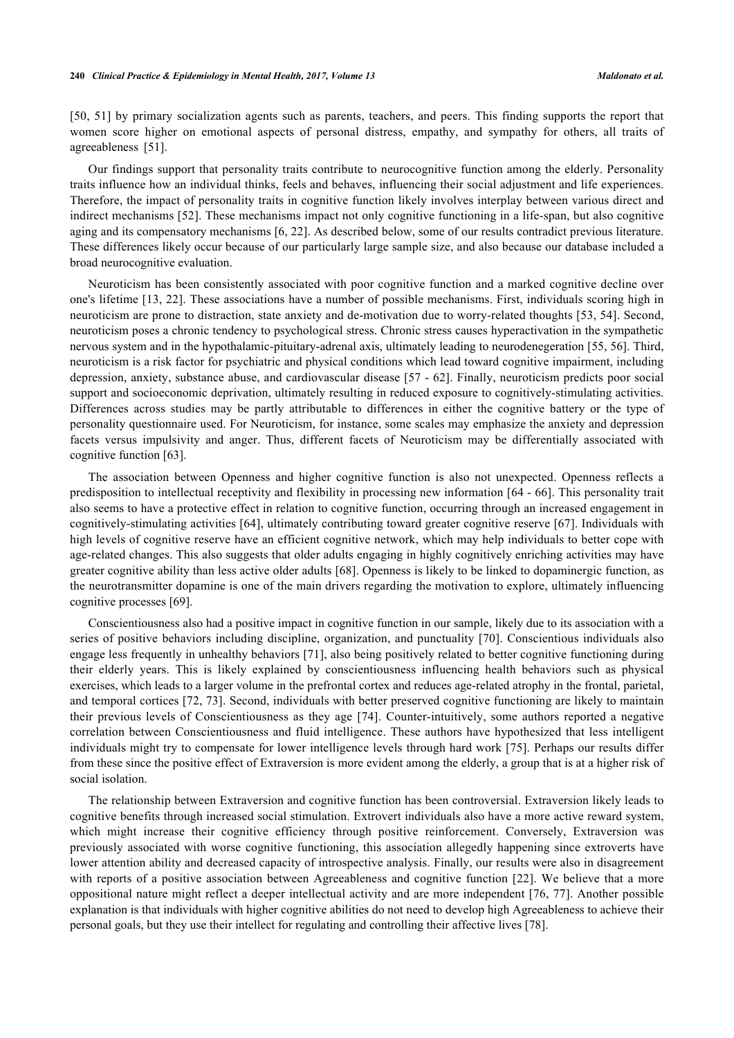[50, 51] by primary socialization agents such as parents, teachers, and peers. This finding supports the report that women score higher on emotional aspects of personal distress, empathy, and sympathy for others, all traits of agreeableness [51].

Our findings support that personality traits contribute to neurocognitive function among the elderly. Personality traits influence how an individual thinks, feels and behaves, influencing their social adjustment and life experiences. Therefore, the impact of personality traits in cognitive function likely involves interplay between various direct and indirect mechanisms [52]. These mechanisms impact not only cognitive functioning in a life-span, but also cognitive aging and its compensatory mechanisms [6, 22]. As described below, some of our results contradict previous literature. These differences likely occur because of our particularly large sample size, and also because our database included a broad neurocognitive evaluation.

Neuroticism has been consistently associated with poor cognitive function and a marked cognitive decline over one's lifetime [13, 22]. These associations have a number of possible mechanisms. First, individuals scoring high in neuroticism are prone to distraction, state anxiety and de-motivation due to worry-related thoughts [53, 54]. Second, neuroticism poses a chronic tendency to psychological stress. Chronic stress causes hyperactivation in the sympathetic nervous system and in the hypothalamic-pituitary-adrenal axis, ultimately leading to neurodenegeration [55, 56]. Third, neuroticism is a risk factor for psychiatric and physical conditions which lead toward cognitive impairment, including depression, anxiety, substance abuse, and cardiovascular disease [57 - 62]. Finally, neuroticism predicts poor social support and socioeconomic deprivation, ultimately resulting in reduced exposure to cognitively-stimulating activities. Differences across studies may be partly attributable to differences in either the cognitive battery or the type of personality questionnaire used. For Neuroticism, for instance, some scales may emphasize the anxiety and depression facets versus impulsivity and anger. Thus, different facets of Neuroticism may be differentially associated with cognitive function [63].

The association between Openness and higher cognitive function is also not unexpected. Openness reflects a predisposition to intellectual receptivity and flexibility in processing new information [64 - 66]. This personality trait also seems to have a protective effect in relation to cognitive function, occurring through an increased engagement in cognitively-stimulating activities [64], ultimately contributing toward greater cognitive reserve [67]. Individuals with high levels of cognitive reserve have an efficient cognitive network, which may help individuals to better cope with age-related changes. This also suggests that older adults engaging in highly cognitively enriching activities may have greater cognitive ability than less active older adults [68]. Openness is likely to be linked to dopaminergic function, as the neurotransmitter dopamine is one of the main drivers regarding the motivation to explore, ultimately influencing cognitive processes [69].

Conscientiousness also had a positive impact in cognitive function in our sample, likely due to its association with a series of positive behaviors including discipline, organization, and punctuality [70]. Conscientious individuals also engage less frequently in unhealthy behaviors [71], also being positively related to better cognitive functioning during their elderly years. This is likely explained by conscientiousness influencing health behaviors such as physical exercises, which leads to a larger volume in the prefrontal cortex and reduces age-related atrophy in the frontal, parietal, and temporal cortices [72, 73]. Second, individuals with better preserved cognitive functioning are likely to maintain their previous levels of Conscientiousness as they age [74]. Counter-intuitively, some authors reported a negative correlation between Conscientiousness and fluid intelligence. These authors have hypothesized that less intelligent individuals might try to compensate for lower intelligence levels through hard work [75]. Perhaps our results differ from these since the positive effect of Extraversion is more evident among the elderly, a group that is at a higher risk of social isolation.

The relationship between Extraversion and cognitive function has been controversial. Extraversion likely leads to cognitive benefits through increased social stimulation. Extrovert individuals also have a more active reward system, which might increase their cognitive efficiency through positive reinforcement. Conversely, Extraversion was previously associated with worse cognitive functioning, this association allegedly happening since extroverts have lower attention ability and decreased capacity of introspective analysis. Finally, our results were also in disagreement with reports of a positive association between Agreeableness and cognitive function [22]. We believe that a more oppositional nature might reflect a deeper intellectual activity and are more independent [76, 77]. Another possible explanation is that individuals with higher cognitive abilities do not need to develop high Agreeableness to achieve their personal goals, but they use their intellect for regulating and controlling their affective lives [78].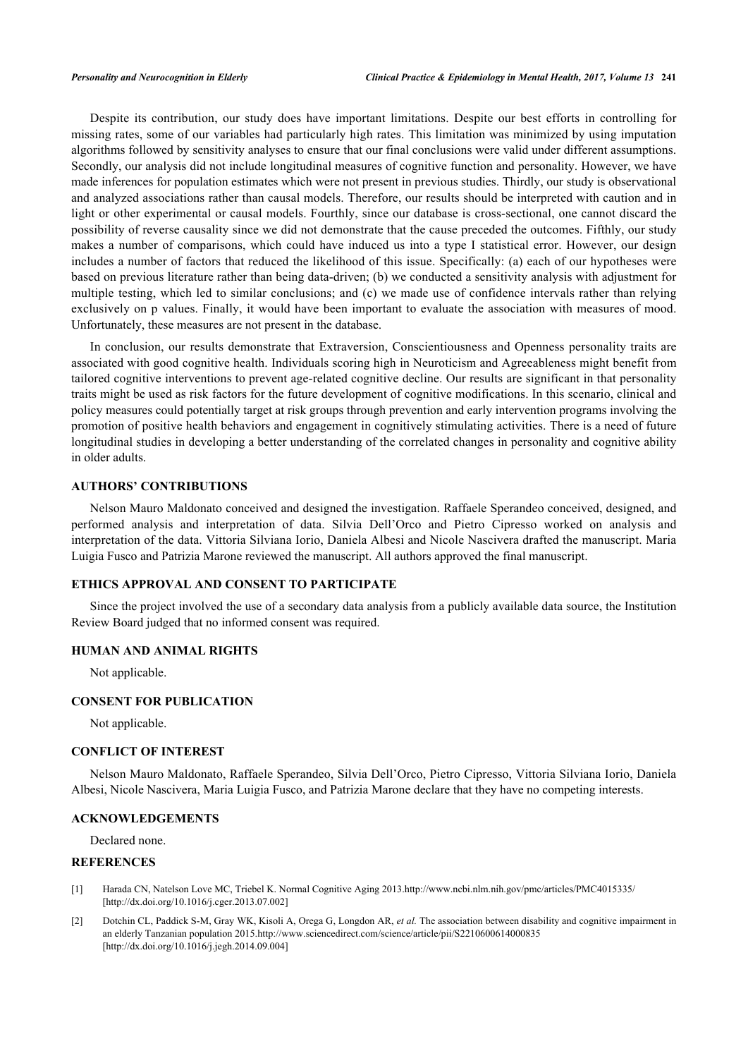Despite its contribution, our study does have important limitations. Despite our best efforts in controlling for missing rates, some of our variables had particularly high rates. This limitation was minimized by using imputation algorithms followed by sensitivity analyses to ensure that our final conclusions were valid under different assumptions. Secondly, our analysis did not include longitudinal measures of cognitive function and personality. However, we have made inferences for population estimates which were not present in previous studies. Thirdly, our study is observational and analyzed associations rather than causal models. Therefore, our results should be interpreted with caution and in light or other experimental or causal models. Fourthly, since our database is cross-sectional, one cannot discard the possibility of reverse causality since we did not demonstrate that the cause preceded the outcomes. Fifthly, our study makes a number of comparisons, which could have induced us into a type I statistical error. However, our design includes a number of factors that reduced the likelihood of this issue. Specifically: (a) each of our hypotheses were based on previous literature rather than being data-driven; (b) we conducted a sensitivity analysis with adjustment for multiple testing, which led to similar conclusions; and (c) we made use of confidence intervals rather than relying exclusively on p values. Finally, it would have been important to evaluate the association with measures of mood. Unfortunately, these measures are not present in the database.

In conclusion, our results demonstrate that Extraversion, Conscientiousness and Openness personality traits are associated with good cognitive health. Individuals scoring high in Neuroticism and Agreeableness might benefit from tailored cognitive interventions to prevent age-related cognitive decline. Our results are significant in that personality traits might be used as risk factors for the future development of cognitive modifications. In this scenario, clinical and policy measures could potentially target at risk groups through prevention and early intervention programs involving the promotion of positive health behaviors and engagement in cognitively stimulating activities. There is a need of future longitudinal studies in developing a better understanding of the correlated changes in personality and cognitive ability in older adults.

## AUTHORS' CONTRIBUTIONS

Nelson Mauro Maldonato conceived and designed the investigation. Raffaele Sperandeo conceived, designed, and performed analysis and interpretation of data. Silvia Dell'Orco and Pietro Cipresso worked on analysis and interpretation of the data. Vittoria Silviana Iorio, Daniela Albesi and Nicole Nascivera drafted the manuscript. Maria Luigia Fusco and Patrizia Marone reviewed the manuscript. All authors approved the final manuscript.

## ETHICS APPROVAL AND CONSENT TO PARTICIPATE

Since the project involved the use of a secondary data analysis from a publicly available data source, the Institution Review Board judged that no informed consent was required.

## HUMAN AND ANIMAL RIGHTS

Not applicable.

## CONSENT FOR PUBLICATION

Not applicable.

## CONFLICT OF INTEREST

Nelson Mauro Maldonato, Raffaele Sperandeo, Silvia Dell'Orco, Pietro Cipresso, Vittoria Silviana Iorio, Daniela Albesi, Nicole Nascivera, Maria Luigia Fusco, and Patrizia Marone declare that they have no competing interests.

## ACKNOWLEDGEMENTS

Declared none.

## REFERENCES

[1] Harada CN, Natelson Love MC, Triebel K. Normal Cognitive Aging 2013.http://www.ncbi.nlm.nih.gov/pmc/articles/PMC4015335/ [http://dx.doi.org/10.1016/j.cger.2013.07.002]

[2] Dotchin CL, Paddick S-M, Gray WK, Kisoli A, Orega G, Longdon AR, *et al.* The association between disability and cognitive impairment in an elderly Tanzanian population 2015.http://www.sciencedirect.com/science/article/pii/S2210600614000835 [http://dx.doi.org/10.1016/j.jegh.2014.09.004]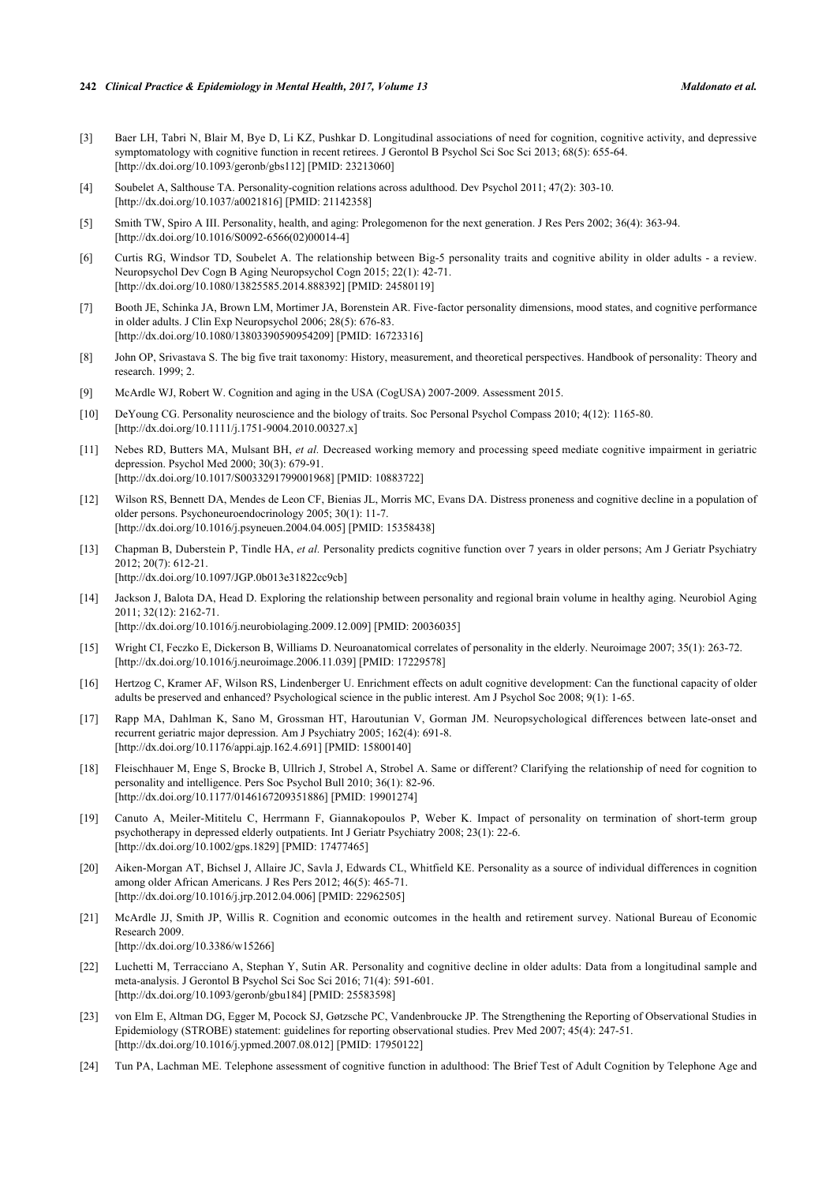[3] Baer LH, Tabri N, Blair M, Bye D, Li KZ, Pushkar D. Longitudinal associations of need for cognition, cognitive activity, and depressive symptomatology with cognitive function in recent retirees. J Gerontol B Psychol Sci Soc Sci 2013; 68(5): 655-64. [http://dx.doi.org/10.1093/geronb/gbs112] [PMID: 23213060]

[4] Soubelet A, Salthouse TA. Personality-cognition relations across adulthood. Dev Psychol 2011; 47(2): 303-10. [http://dx.doi.org/10.1037/a0021816] [PMID: 21142358]

[5] Smith TW, Spiro A III. Personality, health, and aging: Prolegomenon for the next generation. J Res Pers 2002; 36(4): 363-94. [http://dx.doi.org/10.1016/S0092-6566(02)00014-4]

[6] Curtis RG, Windsor TD, Soubelet A. The relationship between Big-5 personality traits and cognitive ability in older adults - a review. Neuropsychol Dev Cogn B Aging Neuropsychol Cogn 2015; 22(1): 42-71. [http://dx.doi.org/10.1080/13825585.2014.888392] [PMID: 24580119]

[7] Booth JE, Schinka JA, Brown LM, Mortimer JA, Borenstein AR. Five-factor personality dimensions, mood states, and cognitive performance in older adults. J Clin Exp Neuropsychol 2006; 28(5): 676-83. [http://dx.doi.org/10.1080/13803390590954209] [PMID: 16723316]

[8] John OP, Srivastava S. The big five trait taxonomy: History, measurement, and theoretical perspectives. Handbook of personality: Theory and research. 1999; 2.

[9] McArdle WJ, Robert W. Cognition and aging in the USA (CogUSA) 2007-2009. Assessment 2015.

[10] DeYoung CG. Personality neuroscience and the biology of traits. Soc Personal Psychol Compass 2010; 4(12): 1165-80. [http://dx.doi.org/10.1111/j.1751-9004.2010.00327.x]

[11] Nebes RD, Butters MA, Mulsant BH, *et al.* Decreased working memory and processing speed mediate cognitive impairment in geriatric depression. Psychol Med 2000; 30(3): 679-91. [http://dx.doi.org/10.1017/S0033291799001968] [PMID: 10883722]

[12] Wilson RS, Bennett DA, Mendes de Leon CF, Bienias JL, Morris MC, Evans DA. Distress proneness and cognitive decline in a population of older persons. Psychoneuroendocrinology 2005; 30(1): 11-7. [http://dx.doi.org/10.1016/j.psyneuen.2004.04.005] [PMID: 15358438]

[13] Chapman B, Duberstein P, Tindle HA, *et al.* Personality predicts cognitive function over 7 years in older persons; Am J Geriatr Psychiatry 2012; 20(7): 612-21. [http://dx.doi.org/10.1097/JGP.0b013e31822cc9cb]

[14] Jackson J, Balota DA, Head D. Exploring the relationship between personality and regional brain volume in healthy aging. Neurobiol Aging 2011; 32(12): 2162-71. [http://dx.doi.org/10.1016/j.neurobiolaging.2009.12.009] [PMID: 20036035]

[15] Wright CI, Feczko E, Dickerson B, Williams D. Neuroanatomical correlates of personality in the elderly. Neuroimage 2007; 35(1): 263-72. [http://dx.doi.org/10.1016/j.neuroimage.2006.11.039] [PMID: 17229578]

[16] Hertzog C, Kramer AF, Wilson RS, Lindenberger U. Enrichment effects on adult cognitive development: Can the functional capacity of older adults be preserved and enhanced? Psychological science in the public interest. Am J Psychol Soc 2008; 9(1): 1-65.

[17] Rapp MA, Dahlman K, Sano M, Grossman HT, Haroutunian V, Gorman JM. Neuropsychological differences between late-onset and recurrent geriatric major depression. Am J Psychiatry 2005; 162(4): 691-8. [http://dx.doi.org/10.1176/appi.ajp.162.4.691] [PMID: 15800140]

[18] Fleischhauer M, Enge S, Brocke B, Ullrich J, Strobel A, Strobel A. Same or different? Clarifying the relationship of need for cognition to personality and intelligence. Pers Soc Psychol Bull 2010; 36(1): 82-96. [http://dx.doi.org/10.1177/0146167209351886] [PMID: 19901274]

[19] Canuto A, Meiler-Mititelu C, Herrmann F, Giannakopoulos P, Weber K. Impact of personality on termination of short-term group psychotherapy in depressed elderly outpatients. Int J Geriatr Psychiatry 2008; 23(1): 22-6. [http://dx.doi.org/10.1002/gps.1829] [PMID: 17477465]

[20] Aiken-Morgan AT, Bichsel J, Allaire JC, Savla J, Edwards CL, Whitfield KE. Personality as a source of individual differences in cognition among older African Americans. J Res Pers 2012; 46(5): 465-71. [http://dx.doi.org/10.1016/j.jrp.2012.04.006] [PMID: 22962505]

[21] McArdle JJ, Smith JP, Willis R. Cognition and economic outcomes in the health and retirement survey. National Bureau of Economic Research 2009. [http://dx.doi.org/10.3386/w15266]

[22] Luchetti M, Terracciano A, Stephan Y, Sutin AR. Personality and cognitive decline in older adults: Data from a longitudinal sample and meta-analysis. J Gerontol B Psychol Sci Soc Sci 2016; 71(4): 591-601. [http://dx.doi.org/10.1093/geronb/gbu184] [PMID: 25583598]

[23] von Elm E, Altman DG, Egger M, Pocock SJ, Gøtzsche PC, Vandenbroucke JP. The Strengthening the Reporting of Observational Studies in Epidemiology (STROBE) statement: guidelines for reporting observational studies. Prev Med 2007; 45(4): 247-51. [http://dx.doi.org/10.1016/j.ypmed.2007.08.012] [PMID: 17950122]

[24] Tun PA, Lachman ME. Telephone assessment of cognitive function in adulthood: The Brief Test of Adult Cognition by Telephone Age and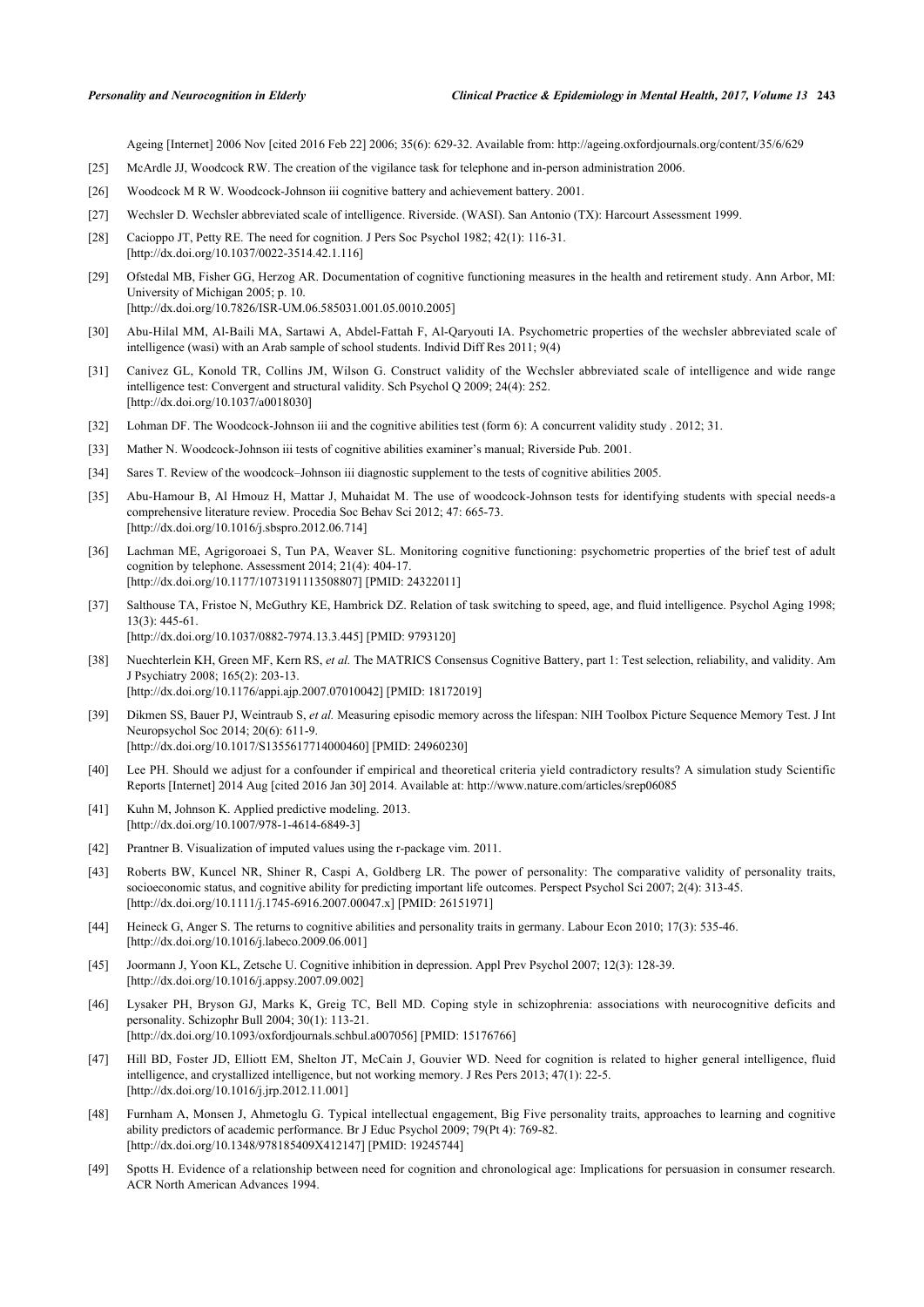Ageing [Internet] 2006 Nov [cited 2016 Feb 22] 2006; 35(6): 629-32. Available from: http://ageing.oxfordjournals.org/content/35/6/629

[25] McArdle JJ, Woodcock RW. The creation of the vigilance task for telephone and in-person administration 2006.

[26] Woodcock M R W. Woodcock-Johnson iii cognitive battery and achievement battery. 2001.

[27] Wechsler D. Wechsler abbreviated scale of intelligence. Riverside. (WASI). San Antonio (TX): Harcourt Assessment 1999.

[28] Cacioppo JT, Petty RE. The need for cognition. J Pers Soc Psychol 1982; 42(1): 116-31. [http://dx.doi.org/10.1037/0022-3514.42.1.116]

[29] Ofstedal MB, Fisher GG, Herzog AR. Documentation of cognitive functioning measures in the health and retirement study. Ann Arbor, MI: University of Michigan 2005; p. 10. [http://dx.doi.org/10.7826/ISR-UM.06.585031.001.05.0010.2005]

[30] Abu-Hilal MM, Al-Baili MA, Sartawi A, Abdel-Fattah F, Al-Qaryouti IA. Psychometric properties of the wechsler abbreviated scale of intelligence (wasi) with an Arab sample of school students. Individ Diff Res 2011; 9(4)

[31] Canivez GL, Konold TR, Collins JM, Wilson G. Construct validity of the Wechsler abbreviated scale of intelligence and wide range intelligence test: Convergent and structural validity. Sch Psychol Q 2009; 24(4): 252. [http://dx.doi.org/10.1037/a0018030]

[32] Lohman DF. The Woodcock-Johnson iii and the cognitive abilities test (form 6): A concurrent validity study . 2012; 31.

[33] Mather N. Woodcock-Johnson iii tests of cognitive abilities examiner's manual; Riverside Pub. 2001.

[34] Sares T. Review of the woodcock–Johnson iii diagnostic supplement to the tests of cognitive abilities 2005.

[35] Abu-Hamour B, Al Hmouz H, Mattar J, Muhaidat M. The use of woodcock-Johnson tests for identifying students with special needs-a comprehensive literature review. Procedia Soc Behav Sci 2012; 47: 665-73. [http://dx.doi.org/10.1016/j.sbspro.2012.06.714]

[36] Lachman ME, Agrigoroaei S, Tun PA, Weaver SL. Monitoring cognitive functioning: psychometric properties of the brief test of adult cognition by telephone. Assessment 2014; 21(4): 404-17. [http://dx.doi.org/10.1177/1073191113508807] [PMID: 24322011]

[37] Salthouse TA, Fristoe N, McGuthry KE, Hambrick DZ. Relation of task switching to speed, age, and fluid intelligence. Psychol Aging 1998; 13(3): 445-61. [http://dx.doi.org/10.1037/0882-7974.13.3.445] [PMID: 9793120]

[38] Nuechterlein KH, Green MF, Kern RS, *et al.* The MATRICS Consensus Cognitive Battery, part 1: Test selection, reliability, and validity. Am J Psychiatry 2008; 165(2): 203-13. [http://dx.doi.org/10.1176/appi.ajp.2007.07010042] [PMID: 18172019]

[39] Dikmen SS, Bauer PJ, Weintraub S, *et al.* Measuring episodic memory across the lifespan: NIH Toolbox Picture Sequence Memory Test. J Int Neuropsychol Soc 2014; 20(6): 611-9. [http://dx.doi.org/10.1017/S1355617714000460] [PMID: 24960230]

[40] Lee PH. Should we adjust for a confounder if empirical and theoretical criteria yield contradictory results? A simulation study Scientific Reports [Internet] 2014 Aug [cited 2016 Jan 30] 2014. Available at: http://www.nature.com/articles/srep06085

[41] Kuhn M, Johnson K. Applied predictive modeling. 2013. [http://dx.doi.org/10.1007/978-1-4614-6849-3]

[42] Prantner B. Visualization of imputed values using the r-package vim. 2011.

[43] Roberts BW, Kuncel NR, Shiner R, Caspi A, Goldberg LR. The power of personality: The comparative validity of personality traits, socioeconomic status, and cognitive ability for predicting important life outcomes. Perspect Psychol Sci 2007; 2(4): 313-45. [http://dx.doi.org/10.1111/j.1745-6916.2007.00047.x] [PMID: 26151971]

[44] Heineck G, Anger S. The returns to cognitive abilities and personality traits in germany. Labour Econ 2010; 17(3): 535-46. [http://dx.doi.org/10.1016/j.labeco.2009.06.001]

[45] Joormann J, Yoon KL, Zetsche U. Cognitive inhibition in depression. Appl Prev Psychol 2007; 12(3): 128-39. [http://dx.doi.org/10.1016/j.appsy.2007.09.002]

[46] Lysaker PH, Bryson GJ, Marks K, Greig TC, Bell MD. Coping style in schizophrenia: associations with neurocognitive deficits and personality. Schizophr Bull 2004; 30(1): 113-21. [http://dx.doi.org/10.1093/oxfordjournals.schbul.a007056] [PMID: 15176766]

[47] Hill BD, Foster JD, Elliott EM, Shelton JT, McCain J, Gouvier WD. Need for cognition is related to higher general intelligence, fluid intelligence, and crystallized intelligence, but not working memory. J Res Pers 2013; 47(1): 22-5. [http://dx.doi.org/10.1016/j.jrp.2012.11.001]

[48] Furnham A, Monsen J, Ahmetoglu G. Typical intellectual engagement, Big Five personality traits, approaches to learning and cognitive ability predictors of academic performance. Br J Educ Psychol 2009; 79(Pt 4): 769-82. [http://dx.doi.org/10.1348/978185409X412147] [PMID: 19245744]

[49] Spotts H. Evidence of a relationship between need for cognition and chronological age: Implications for persuasion in consumer research. ACR North American Advances 1994.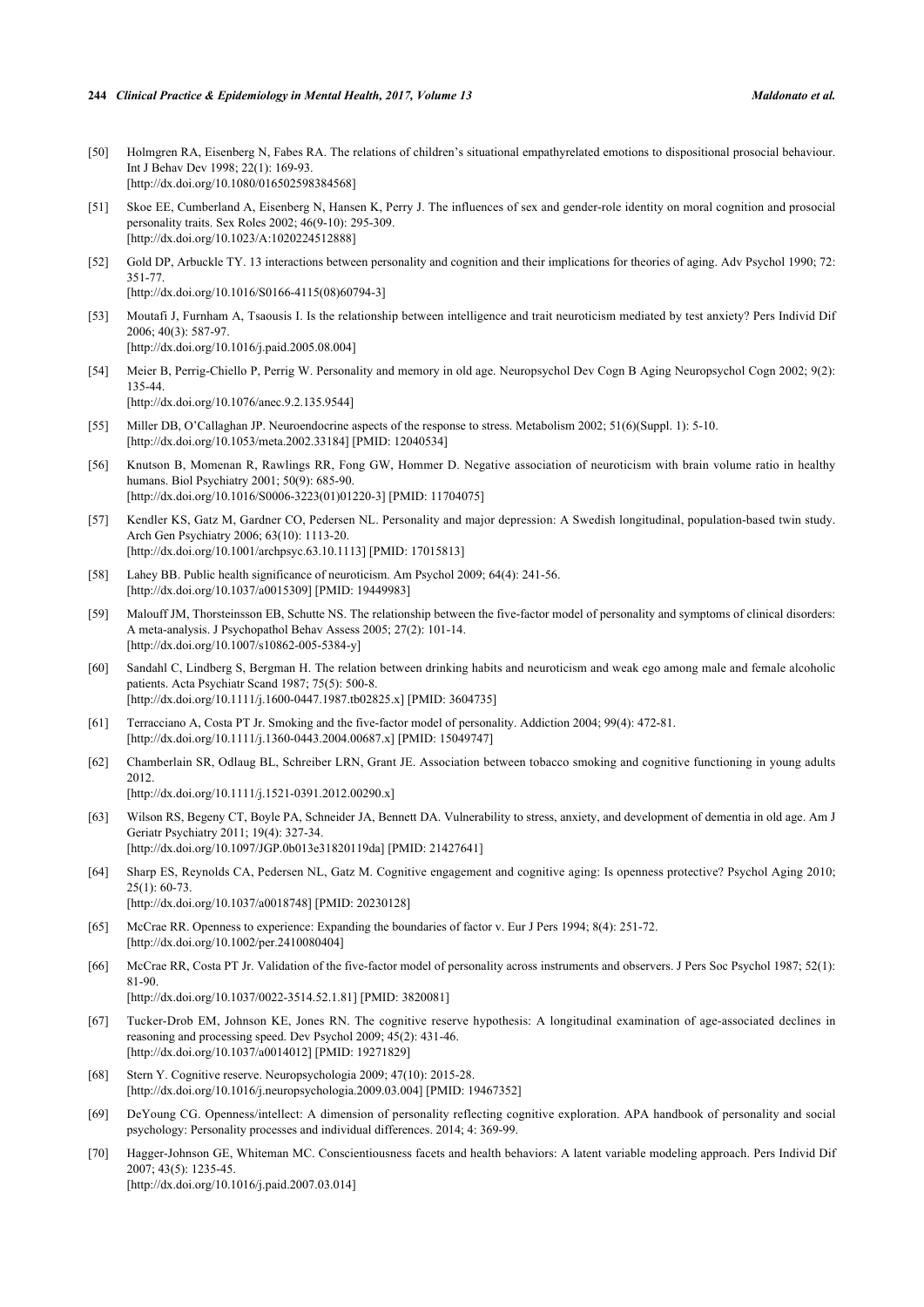[50] Holmgren RA, Eisenberg N, Fabes RA. The relations of children's situational empathyrelated emotions to dispositional prosocial behaviour. Int J Behav Dev 1998; 22(1): 169-93.
[http://dx.doi.org/10.1080/016502598384568]

[51] Skoe EE, Cumberland A, Eisenberg N, Hansen K, Perry J. The influences of sex and gender-role identity on moral cognition and prosocial personality traits. Sex Roles 2002; 46(9-10): 295-309.
[http://dx.doi.org/10.1023/A:1020224512888]

[52] Gold DP, Arbuckle TY. 13 interactions between personality and cognition and their implications for theories of aging. Adv Psychol 1990; 72: 351-77.
[http://dx.doi.org/10.1016/S0166-4115(08)60794-3]

[53] Moutafi J, Furnham A, Tsaousis I. Is the relationship between intelligence and trait neuroticism mediated by test anxiety? Pers Individ Dif 2006; 40(3): 587-97.
[http://dx.doi.org/10.1016/j.paid.2005.08.004]

[54] Meier B, Perrig-Chiello P, Perrig W. Personality and memory in old age. Neuropsychol Dev Cogn B Aging Neuropsychol Cogn 2002; 9(2): 135-44.
[http://dx.doi.org/10.1076/anec.9.2.135.9544]

[55] Miller DB, O'Callaghan JP. Neuroendocrine aspects of the response to stress. Metabolism 2002; 51(6)(Suppl. 1): 5-10.
[http://dx.doi.org/10.1053/meta.2002.33184] [PMID: 12040534]

[56] Knutson B, Momenan R, Rawlings RR, Fong GW, Hommer D. Negative association of neuroticism with brain volume ratio in healthy humans. Biol Psychiatry 2001; 50(9): 685-90.
[http://dx.doi.org/10.1016/S0006-3223(01)01220-3] [PMID: 11704075]

[57] Kendler KS, Gatz M, Gardner CO, Pedersen NL. Personality and major depression: A Swedish longitudinal, population-based twin study. Arch Gen Psychiatry 2006; 63(10): 1113-20.
[http://dx.doi.org/10.1001/archpsyc.63.10.1113] [PMID: 17015813]

[58] Lahey BB. Public health significance of neuroticism. Am Psychol 2009; 64(4): 241-56.
[http://dx.doi.org/10.1037/a0015309] [PMID: 19449983]

[59] Malouff JM, Thorsteinsson EB, Schutte NS. The relationship between the five-factor model of personality and symptoms of clinical disorders: A meta-analysis. J Psychopathol Behav Assess 2005; 27(2): 101-14.
[http://dx.doi.org/10.1007/s10862-005-5384-y]

[60] Sandahl C, Lindberg S, Bergman H. The relation between drinking habits and neuroticism and weak ego among male and female alcoholic patients. Acta Psychiatr Scand 1987; 75(5): 500-8.
[http://dx.doi.org/10.1111/j.1600-0447.1987.tb02825.x] [PMID: 3604735]

[61] Terracciano A, Costa PT Jr. Smoking and the five-factor model of personality. Addiction 2004; 99(4): 472-81.
[http://dx.doi.org/10.1111/j.1360-0443.2004.00687.x] [PMID: 15049747]

[62] Chamberlain SR, Odlaug BL, Schreiber LRN, Grant JE. Association between tobacco smoking and cognitive functioning in young adults 2012.
[http://dx.doi.org/10.1111/j.1521-0391.2012.00290.x]

[63] Wilson RS, Begeny CT, Boyle PA, Schneider JA, Bennett DA. Vulnerability to stress, anxiety, and development of dementia in old age. Am J Geriatr Psychiatry 2011; 19(4): 327-34.
[http://dx.doi.org/10.1097/JGP.0b013e31820119da] [PMID: 21427641]

[64] Sharp ES, Reynolds CA, Pedersen NL, Gatz M. Cognitive engagement and cognitive aging: Is openness protective? Psychol Aging 2010; 25(1): 60-73.
[http://dx.doi.org/10.1037/a0018748] [PMID: 20230128]

[65] McCrae RR. Openness to experience: Expanding the boundaries of factor v. Eur J Pers 1994; 8(4): 251-72.
[http://dx.doi.org/10.1002/per.2410080404]

[66] McCrae RR, Costa PT Jr. Validation of the five-factor model of personality across instruments and observers. J Pers Soc Psychol 1987; 52(1): 81-90.
[http://dx.doi.org/10.1037/0022-3514.52.1.81] [PMID: 3820081]

[67] Tucker-Drob EM, Johnson KE, Jones RN. The cognitive reserve hypothesis: A longitudinal examination of age-associated declines in reasoning and processing speed. Dev Psychol 2009; 45(2): 431-46.
[http://dx.doi.org/10.1037/a0014012] [PMID: 19271829]

[68] Stern Y. Cognitive reserve. Neuropsychologia 2009; 47(10): 2015-28.
[http://dx.doi.org/10.1016/j.neuropsychologia.2009.03.004] [PMID: 19467352]

[69] DeYoung CG. Openness/intellect: A dimension of personality reflecting cognitive exploration. APA handbook of personality and social psychology: Personality processes and individual differences. 2014; 4: 369-99.

[70] Hagger-Johnson GE, Whiteman MC. Conscientiousness facets and health behaviors: A latent variable modeling approach. Pers Individ Dif 2007; 43(5): 1235-45.
[http://dx.doi.org/10.1016/j.paid.2007.03.014]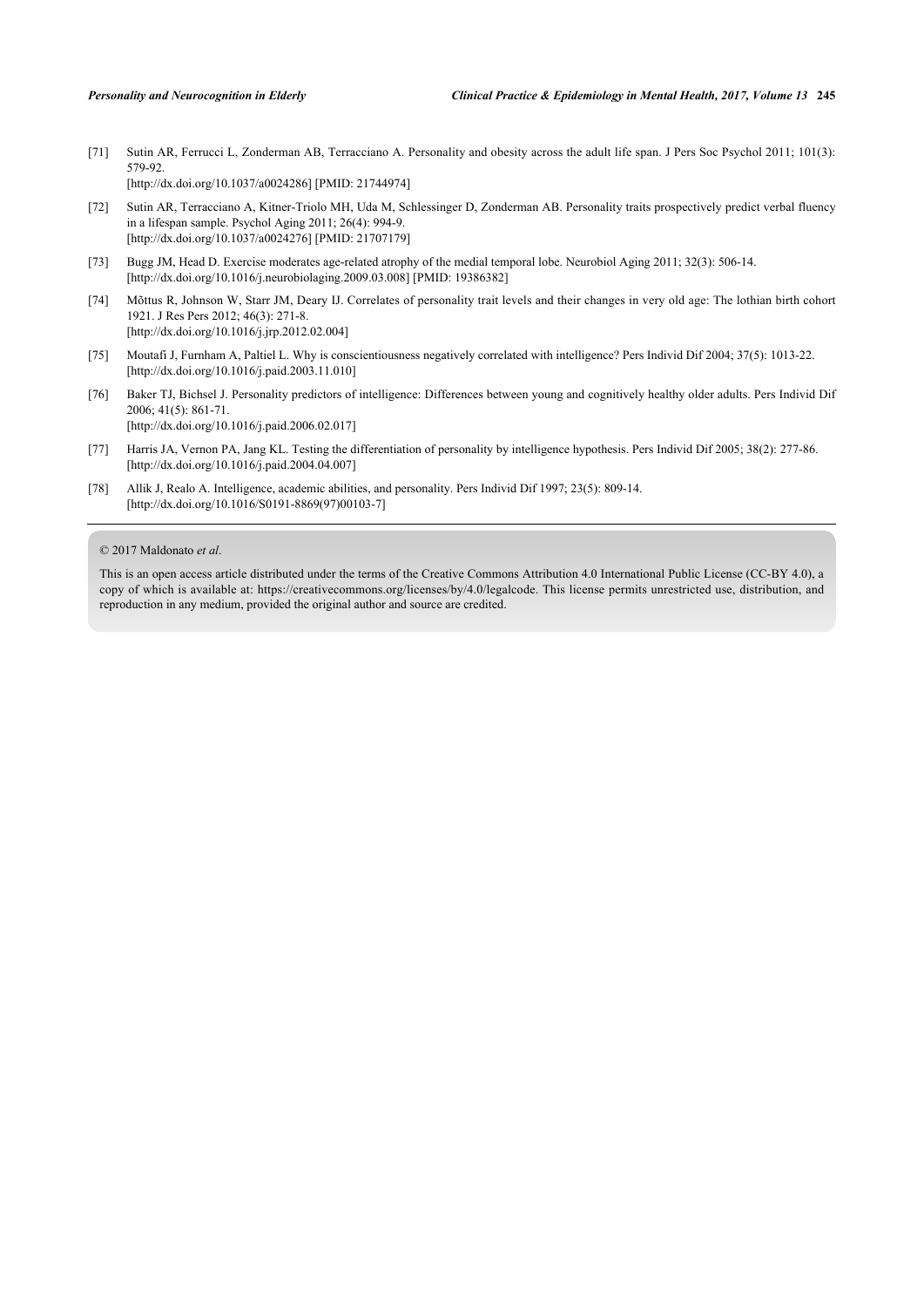[71] Sutin AR, Ferrucci L, Zonderman AB, Terracciano A. Personality and obesity across the adult life span. J Pers Soc Psychol 2011; 101(3): 579-92.
[http://dx.doi.org/10.1037/a0024286] [PMID: 21744974]

[72] Sutin AR, Terracciano A, Kitner-Triolo MH, Uda M, Schlessinger D, Zonderman AB. Personality traits prospectively predict verbal fluency in a lifespan sample. Psychol Aging 2011; 26(4): 994-9.
[http://dx.doi.org/10.1037/a0024276] [PMID: 21707179]

[73] Bugg JM, Head D. Exercise moderates age-related atrophy of the medial temporal lobe. Neurobiol Aging 2011; 32(3): 506-14.
[http://dx.doi.org/10.1016/j.neurobiolaging.2009.03.008] [PMID: 19386382]

[74] Mõttus R, Johnson W, Starr JM, Deary IJ. Correlates of personality trait levels and their changes in very old age: The lothian birth cohort 1921. J Res Pers 2012; 46(3): 271-8.
[http://dx.doi.org/10.1016/j.jrp.2012.02.004]

[75] Moutafi J, Furnham A, Paltiel L. Why is conscientiousness negatively correlated with intelligence? Pers Individ Dif 2004; 37(5): 1013-22.
[http://dx.doi.org/10.1016/j.paid.2003.11.010]

[76] Baker TJ, Bichsel J. Personality predictors of intelligence: Differences between young and cognitively healthy older adults. Pers Individ Dif 2006; 41(5): 861-71.
[http://dx.doi.org/10.1016/j.paid.2006.02.017]

[77] Harris JA, Vernon PA, Jang KL. Testing the differentiation of personality by intelligence hypothesis. Pers Individ Dif 2005; 38(2): 277-86.
[http://dx.doi.org/10.1016/j.paid.2004.04.007]

[78] Allik J, Realo A. Intelligence, academic abilities, and personality. Pers Individ Dif 1997; 23(5): 809-14.
[http://dx.doi.org/10.1016/S0191-8869(97)00103-7]

---

© 2017 Maldonato *et al*.

This is an open access article distributed under the terms of the Creative Commons Attribution 4.0 International Public License (CC-BY 4.0), a copy of which is available at: https://creativecommons.org/licenses/by/4.0/legalcode. This license permits unrestricted use, distribution, and reproduction in any medium, provided the original author and source are credited.